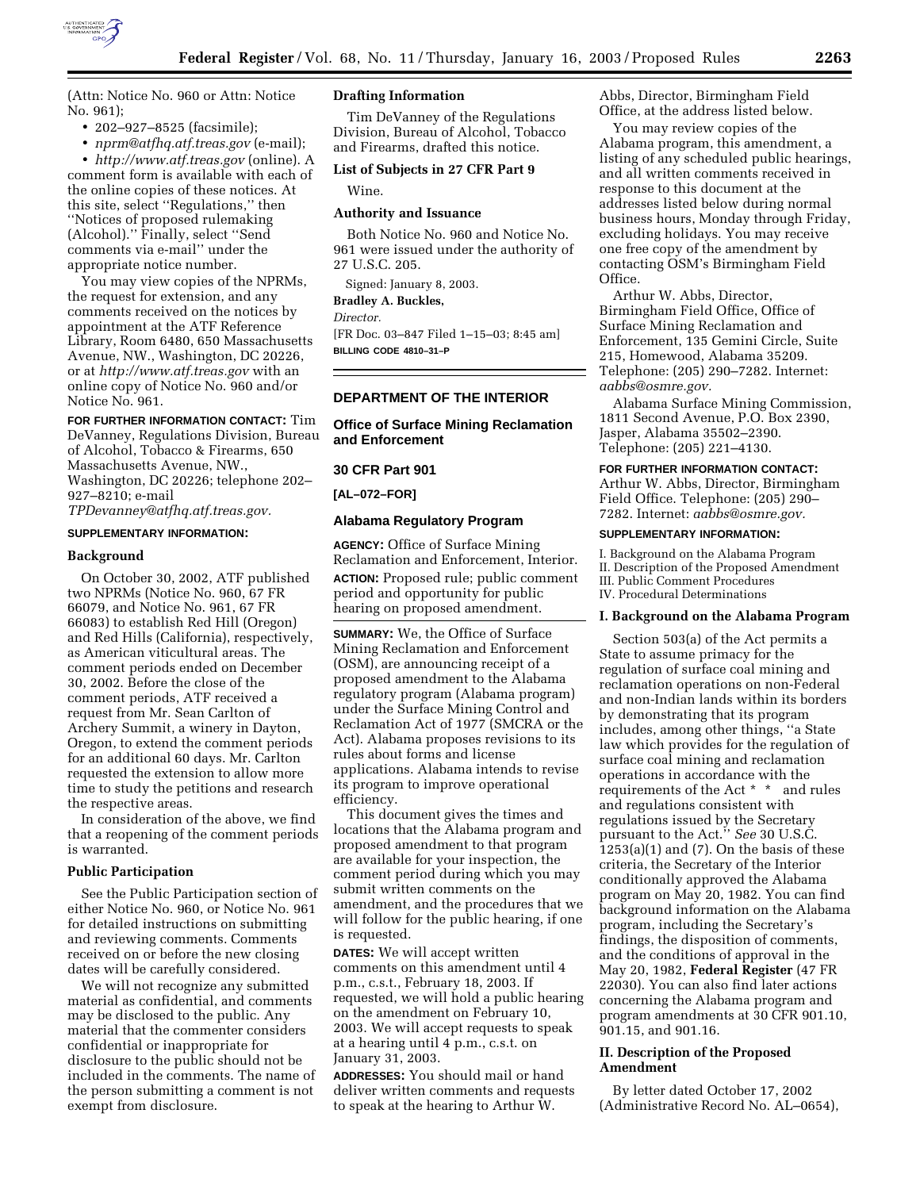(Attn: Notice No. 960 or Attn: Notice No. 961);

- 202–927–8525 (facsimile);
- *nprm@atfhq.atf.treas.gov* (e-mail);
- *http://www.atf.treas.gov* (online). A comment form is available with each of the online copies of these notices. At this site, select ''Regulations,'' then ''Notices of proposed rulemaking (Alcohol).'' Finally, select ''Send comments via e-mail'' under the appropriate notice number.

You may view copies of the NPRMs, the request for extension, and any comments received on the notices by appointment at the ATF Reference Library, Room 6480, 650 Massachusetts Avenue, NW., Washington, DC 20226, or at *http://www.atf.treas.gov* with an online copy of Notice No. 960 and/or Notice No. 961.

**FOR FURTHER INFORMATION CONTACT:** Tim DeVanney, Regulations Division, Bureau of Alcohol, Tobacco & Firearms, 650 Massachusetts Avenue, NW., Washington, DC 20226; telephone 202–927–8210; e-mail *TPDevanney@atfhq.atf.treas.gov.*

**SUPPLEMENTARY INFORMATION:**

**Background**

On October 30, 2002, ATF published two NPRMs (Notice No. 960, 67 FR 66079, and Notice No. 961, 67 FR 66083) to establish Red Hill (Oregon) and Red Hills (California), respectively, as American viticultural areas. The comment periods ended on December 30, 2002. Before the close of the comment periods, ATF received a request from Mr. Sean Carlton of Archery Summit, a winery in Dayton, Oregon, to extend the comment periods for an additional 60 days. Mr. Carlton requested the extension to allow more time to study the petitions and research the respective areas.

In consideration of the above, we find that a reopening of the comment periods is warranted.

**Public Participation**

See the Public Participation section of either Notice No. 960, or Notice No. 961 for detailed instructions on submitting and reviewing comments. Comments received on or before the new closing dates will be carefully considered.

We will not recognize any submitted material as confidential, and comments may be disclosed to the public. Any material that the commenter considers confidential or inappropriate for disclosure to the public should not be included in the comments. The name of the person submitting a comment is not exempt from disclosure.

**Drafting Information**

Tim DeVanney of the Regulations Division, Bureau of Alcohol, Tobacco and Firearms, drafted this notice.

**List of Subjects in 27 CFR Part 9**

Wine.

**Authority and Issuance**

Both Notice No. 960 and Notice No. 961 were issued under the authority of 27 U.S.C. 205.

Signed: January 8, 2003.

**Bradley A. Buckles,**

*Director.*

[FR Doc. 03–847 Filed 1–15–03; 8:45 am]

**BILLING CODE 4810–31–P**

## DEPARTMENT OF THE INTERIOR

### Office of Surface Mining Reclamation and Enforcement

### 30 CFR Part 901

**[AL–072–FOR]**

### Alabama Regulatory Program

**AGENCY:** Office of Surface Mining Reclamation and Enforcement, Interior.

**ACTION:** Proposed rule; public comment period and opportunity for public hearing on proposed amendment.

**SUMMARY:** We, the Office of Surface Mining Reclamation and Enforcement (OSM), are announcing receipt of a proposed amendment to the Alabama regulatory program (Alabama program) under the Surface Mining Control and Reclamation Act of 1977 (SMCRA or the Act). Alabama proposes revisions to its rules about forms and license applications. Alabama intends to revise its program to improve operational efficiency.

This document gives the times and locations that the Alabama program and proposed amendment to that program are available for your inspection, the comment period during which you may submit written comments on the amendment, and the procedures that we will follow for the public hearing, if one is requested.

**DATES:** We will accept written comments on this amendment until 4 p.m., c.s.t., February 18, 2003. If requested, we will hold a public hearing on the amendment on February 10, 2003. We will accept requests to speak at a hearing until 4 p.m., c.s.t. on January 31, 2003.

**ADDRESSES:** You should mail or hand deliver written comments and requests to speak at the hearing to Arthur W. Abbs, Director, Birmingham Field Office, at the address listed below.

You may review copies of the Alabama program, this amendment, a listing of any scheduled public hearings, and all written comments received in response to this document at the addresses listed below during normal business hours, Monday through Friday, excluding holidays. You may receive one free copy of the amendment by contacting OSM's Birmingham Field Office.

Arthur W. Abbs, Director, Birmingham Field Office, Office of Surface Mining Reclamation and Enforcement, 135 Gemini Circle, Suite 215, Homewood, Alabama 35209. Telephone: (205) 290–7282. Internet: *aabbs@osmre.gov.*

Alabama Surface Mining Commission, 1811 Second Avenue, P.O. Box 2390, Jasper, Alabama 35502–2390. Telephone: (205) 221–4130.

**FOR FURTHER INFORMATION CONTACT:** Arthur W. Abbs, Director, Birmingham Field Office. Telephone: (205) 290–7282. Internet: *aabbs@osmre.gov.*

**SUPPLEMENTARY INFORMATION:**

I. Background on the Alabama Program
II. Description of the Proposed Amendment
III. Public Comment Procedures
IV. Procedural Determinations

**I. Background on the Alabama Program**

Section 503(a) of the Act permits a State to assume primacy for the regulation of surface coal mining and reclamation operations on non-Federal and non-Indian lands within its borders by demonstrating that its program includes, among other things, ''a State law which provides for the regulation of surface coal mining and reclamation operations in accordance with the requirements of the Act * * * and rules and regulations consistent with regulations issued by the Secretary pursuant to the Act.'' *See* 30 U.S.C. 1253(a)(1) and (7). On the basis of these criteria, the Secretary of the Interior conditionally approved the Alabama program on May 20, 1982. You can find background information on the Alabama program, including the Secretary's findings, the disposition of comments, and the conditions of approval in the May 20, 1982, **Federal Register** (47 FR 22030). You can also find later actions concerning the Alabama program and program amendments at 30 CFR 901.10, 901.15, and 901.16.

**II. Description of the Proposed Amendment**

By letter dated October 17, 2002 (Administrative Record No. AL–0654),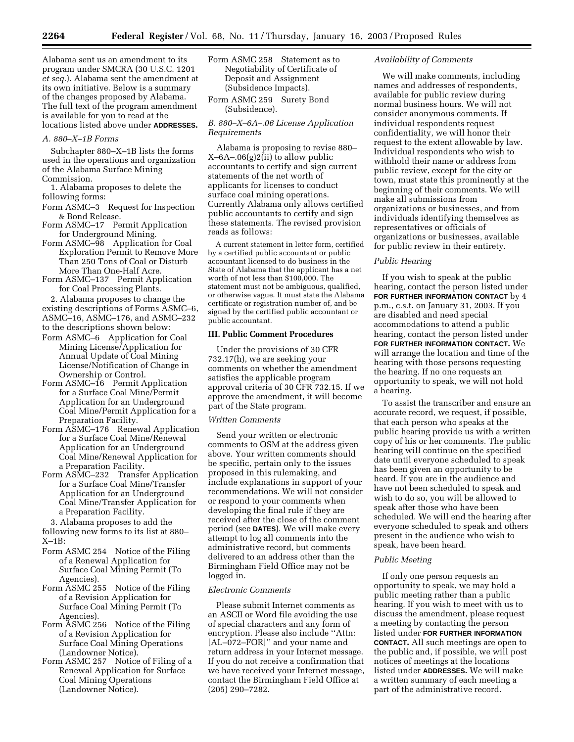Alabama sent us an amendment to its program under SMCRA (30 U.S.C. 1201 *et seq.*). Alabama sent the amendment at its own initiative. Below is a summary of the changes proposed by Alabama. The full text of the program amendment is available for you to read at the locations listed above under **ADDRESSES.**

*A. 880–X–1B Forms*

Subchapter 880–X–1B lists the forms used in the operations and organization of the Alabama Surface Mining Commission.

1. Alabama proposes to delete the following forms:

Form ASMC–3 Request for Inspection & Bond Release.
Form ASMC–17 Permit Application for Underground Mining.
Form ASMC–98 Application for Coal Exploration Permit to Remove More Than 250 Tons of Coal or Disturb More Than One-Half Acre.
Form ASMC–137 Permit Application for Coal Processing Plants.

2. Alabama proposes to change the existing descriptions of Forms ASMC–6, ASMC–16, ASMC–176, and ASMC–232 to the descriptions shown below:

Form ASMC–6 Application for Coal Mining License/Application for Annual Update of Coal Mining License/Notification of Change in Ownership or Control.
Form ASMC–16 Permit Application for a Surface Coal Mine/Permit Application for an Underground Coal Mine/Permit Application for a Preparation Facility.
Form ASMC–176 Renewal Application for a Surface Coal Mine/Renewal Application for an Underground Coal Mine/Renewal Application for a Preparation Facility.
Form ASMC–232 Transfer Application for a Surface Coal Mine/Transfer Application for an Underground Coal Mine/Transfer Application for a Preparation Facility.

3. Alabama proposes to add the following new forms to its list at 880–X–1B:

Form ASMC 254 Notice of the Filing of a Renewal Application for Surface Coal Mining Permit (To Agencies).
Form ASMC 255 Notice of the Filing of a Revision Application for Surface Coal Mining Permit (To Agencies).
Form ASMC 256 Notice of the Filing of a Revision Application for Surface Coal Mining Operations (Landowner Notice).
Form ASMC 257 Notice of Filing of a Renewal Application for Surface Coal Mining Operations (Landowner Notice).
Form ASMC 258 Statement as to Negotiability of Certificate of Deposit and Assignment (Subsidence Impacts).
Form ASMC 259 Surety Bond (Subsidence).

*B. 880–X–6A–.06 License Application Requirements*

Alabama is proposing to revise 880–X–6A–.06(g)2(ii) to allow public accountants to certify and sign current statements of the net worth of applicants for licenses to conduct surface coal mining operations. Currently Alabama only allows certified public accountants to certify and sign these statements. The revised provision reads as follows:

A current statement in letter form, certified by a certified public accountant or public accountant licensed to do business in the State of Alabama that the applicant has a net worth of not less than $100,000. The statement must not be ambiguous, qualified, or otherwise vague. It must state the Alabama certificate or registration number of, and be signed by the certified public accountant or public accountant.

## III. Public Comment Procedures

Under the provisions of 30 CFR 732.17(h), we are seeking your comments on whether the amendment satisfies the applicable program approval criteria of 30 CFR 732.15. If we approve the amendment, it will become part of the State program.

*Written Comments*

Send your written or electronic comments to OSM at the address given above. Your written comments should be specific, pertain only to the issues proposed in this rulemaking, and include explanations in support of your recommendations. We will not consider or respond to your comments when developing the final rule if they are received after the close of the comment period (see **DATES**). We will make every attempt to log all comments into the administrative record, but comments delivered to an address other than the Birmingham Field Office may not be logged in.

*Electronic Comments*

Please submit Internet comments as an ASCII or Word file avoiding the use of special characters and any form of encryption. Please also include ''Attn: [AL–072–FOR]'' and your name and return address in your Internet message. If you do not receive a confirmation that we have received your Internet message, contact the Birmingham Field Office at (205) 290–7282.

*Availability of Comments*

We will make comments, including names and addresses of respondents, available for public review during normal business hours. We will not consider anonymous comments. If individual respondents request confidentiality, we will honor their request to the extent allowable by law. Individual respondents who wish to withhold their name or address from public review, except for the city or town, must state this prominently at the beginning of their comments. We will make all submissions from organizations or businesses, and from individuals identifying themselves as representatives or officials of organizations or businesses, available for public review in their entirety.

*Public Hearing*

If you wish to speak at the public hearing, contact the person listed under **FOR FURTHER INFORMATION CONTACT** by 4 p.m., c.s.t. on January 31, 2003. If you are disabled and need special accommodations to attend a public hearing, contact the person listed under **FOR FURTHER INFORMATION CONTACT.** We will arrange the location and time of the hearing with those persons requesting the hearing. If no one requests an opportunity to speak, we will not hold a hearing.

To assist the transcriber and ensure an accurate record, we request, if possible, that each person who speaks at the public hearing provide us with a written copy of his or her comments. The public hearing will continue on the specified date until everyone scheduled to speak has been given an opportunity to be heard. If you are in the audience and have not been scheduled to speak and wish to do so, you will be allowed to speak after those who have been scheduled. We will end the hearing after everyone scheduled to speak and others present in the audience who wish to speak, have been heard.

*Public Meeting*

If only one person requests an opportunity to speak, we may hold a public meeting rather than a public hearing. If you wish to meet with us to discuss the amendment, please request a meeting by contacting the person listed under **FOR FURTHER INFORMATION CONTACT.** All such meetings are open to the public and, if possible, we will post notices of meetings at the locations listed under **ADDRESSES.** We will make a written summary of each meeting a part of the administrative record.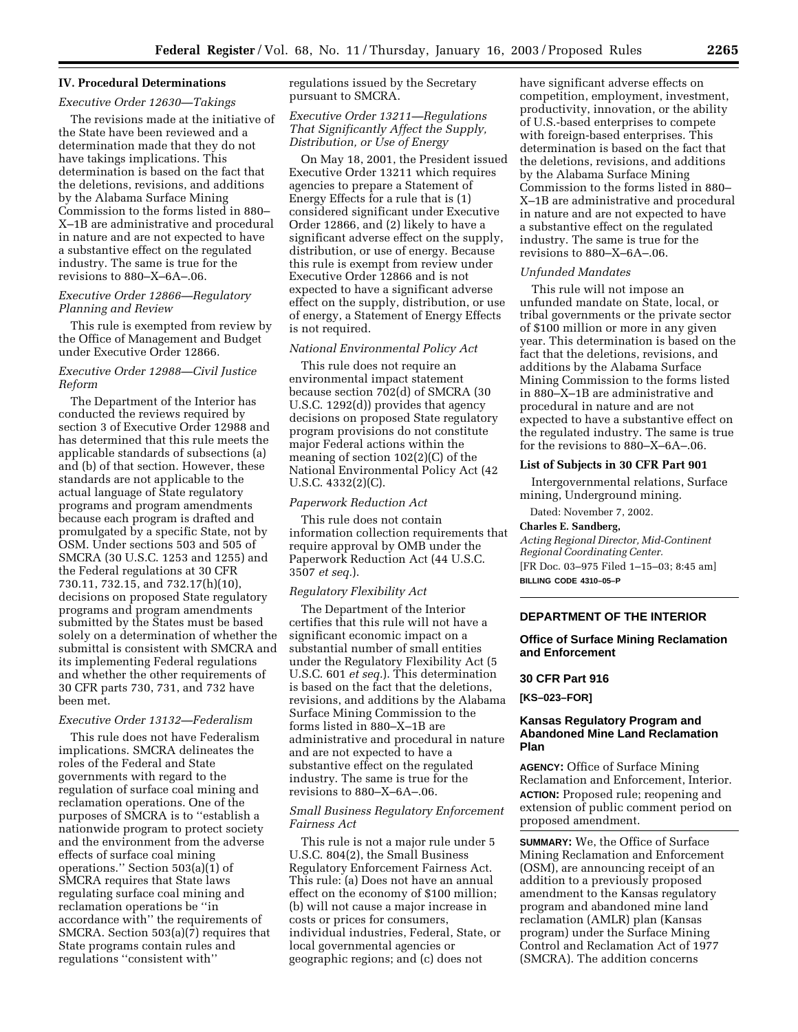## IV. Procedural Determinations

### *Executive Order 12630—Takings*

The revisions made at the initiative of the State have been reviewed and a determination made that they do not have takings implications. This determination is based on the fact that the deletions, revisions, and additions by the Alabama Surface Mining Commission to the forms listed in 880–X–1B are administrative and procedural in nature and are not expected to have a substantive effect on the regulated industry. The same is true for the revisions to 880–X–6A–.06.

### *Executive Order 12866—Regulatory Planning and Review*

This rule is exempted from review by the Office of Management and Budget under Executive Order 12866.

### *Executive Order 12988—Civil Justice Reform*

The Department of the Interior has conducted the reviews required by section 3 of Executive Order 12988 and has determined that this rule meets the applicable standards of subsections (a) and (b) of that section. However, these standards are not applicable to the actual language of State regulatory programs and program amendments because each program is drafted and promulgated by a specific State, not by OSM. Under sections 503 and 505 of SMCRA (30 U.S.C. 1253 and 1255) and the Federal regulations at 30 CFR 730.11, 732.15, and 732.17(h)(10), decisions on proposed State regulatory programs and program amendments submitted by the States must be based solely on a determination of whether the submittal is consistent with SMCRA and its implementing Federal regulations and whether the other requirements of 30 CFR parts 730, 731, and 732 have been met.

### *Executive Order 13132—Federalism*

This rule does not have Federalism implications. SMCRA delineates the roles of the Federal and State governments with regard to the regulation of surface coal mining and reclamation operations. One of the purposes of SMCRA is to ''establish a nationwide program to protect society and the environment from the adverse effects of surface coal mining operations.'' Section 503(a)(1) of SMCRA requires that State laws regulating surface coal mining and reclamation operations be ''in accordance with'' the requirements of SMCRA. Section 503(a)(7) requires that State programs contain rules and regulations ''consistent with'' regulations issued by the Secretary pursuant to SMCRA.

### *Executive Order 13211—Regulations That Significantly Affect the Supply, Distribution, or Use of Energy*

On May 18, 2001, the President issued Executive Order 13211 which requires agencies to prepare a Statement of Energy Effects for a rule that is (1) considered significant under Executive Order 12866, and (2) likely to have a significant adverse effect on the supply, distribution, or use of energy. Because this rule is exempt from review under Executive Order 12866 and is not expected to have a significant adverse effect on the supply, distribution, or use of energy, a Statement of Energy Effects is not required.

### *National Environmental Policy Act*

This rule does not require an environmental impact statement because section 702(d) of SMCRA (30 U.S.C. 1292(d)) provides that agency decisions on proposed State regulatory program provisions do not constitute major Federal actions within the meaning of section 102(2)(C) of the National Environmental Policy Act (42 U.S.C. 4332(2)(C).

### *Paperwork Reduction Act*

This rule does not contain information collection requirements that require approval by OMB under the Paperwork Reduction Act (44 U.S.C. 3507 *et seq.*).

### *Regulatory Flexibility Act*

The Department of the Interior certifies that this rule will not have a significant economic impact on a substantial number of small entities under the Regulatory Flexibility Act (5 U.S.C. 601 *et seq.*). This determination is based on the fact that the deletions, revisions, and additions by the Alabama Surface Mining Commission to the forms listed in 880–X–1B are administrative and procedural in nature and are not expected to have a substantive effect on the regulated industry. The same is true for the revisions to 880–X–6A–.06.

### *Small Business Regulatory Enforcement Fairness Act*

This rule is not a major rule under 5 U.S.C. 804(2), the Small Business Regulatory Enforcement Fairness Act. This rule: (a) Does not have an annual effect on the economy of $100 million; (b) will not cause a major increase in costs or prices for consumers, individual industries, Federal, State, or local governmental agencies or geographic regions; and (c) does not have significant adverse effects on competition, employment, investment, productivity, innovation, or the ability of U.S.-based enterprises to compete with foreign-based enterprises. This determination is based on the fact that the deletions, revisions, and additions by the Alabama Surface Mining Commission to the forms listed in 880–X–1B are administrative and procedural in nature and are not expected to have a substantive effect on the regulated industry. The same is true for the revisions to 880–X–6A–.06.

### *Unfunded Mandates*

This rule will not impose an unfunded mandate on State, local, or tribal governments or the private sector of $100 million or more in any given year. This determination is based on the fact that the deletions, revisions, and additions by the Alabama Surface Mining Commission to the forms listed in 880–X–1B are administrative and procedural in nature and are not expected to have a substantive effect on the regulated industry. The same is true for the revisions to 880–X–6A–.06.

### List of Subjects in 30 CFR Part 901

Intergovernmental relations, Surface mining, Underground mining.

Dated: November 7, 2002.

**Charles E. Sandberg,**

*Acting Regional Director, Mid-Continent Regional Coordinating Center.*

[FR Doc. 03–975 Filed 1–15–03; 8:45 am]

**BILLING CODE 4310–05–P**

---

## DEPARTMENT OF THE INTERIOR

## Office of Surface Mining Reclamation and Enforcement

## 30 CFR Part 916

**[KS–023–FOR]**

## Kansas Regulatory Program and Abandoned Mine Land Reclamation Plan

**AGENCY:** Office of Surface Mining Reclamation and Enforcement, Interior.

**ACTION:** Proposed rule; reopening and extension of public comment period on proposed amendment.

**SUMMARY:** We, the Office of Surface Mining Reclamation and Enforcement (OSM), are announcing receipt of an addition to a previously proposed amendment to the Kansas regulatory program and abandoned mine land reclamation (AMLR) plan (Kansas program) under the Surface Mining Control and Reclamation Act of 1977 (SMCRA). The addition concerns